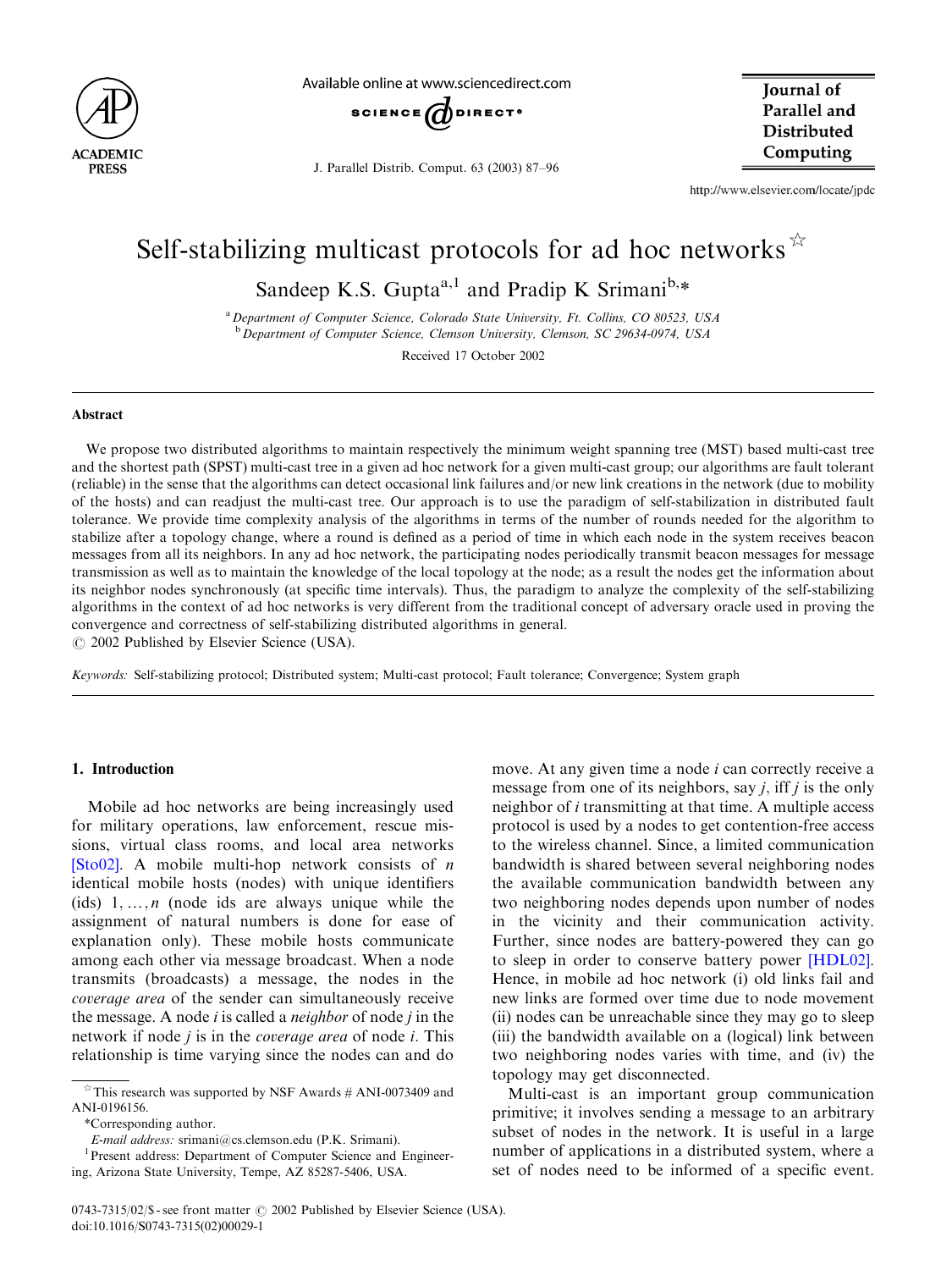# Self-stabilizing multicast protocols for ad hoc networks ☆

Sandeep K.S. Gupta[a,1] and Pradip K Srimani[b,*]

[a] Department of Computer Science, Colorado State University, Ft. Collins, CO 80523, USA
[b] Department of Computer Science, Clemson University, Clemson, SC 29634-0974, USA

Received 17 October 2002

## Abstract

We propose two distributed algorithms to maintain respectively the minimum weight spanning tree (MST) based multi-cast tree and the shortest path (SPST) multi-cast tree in a given ad hoc network for a given multi-cast group; our algorithms are fault tolerant (reliable) in the sense that the algorithms can detect occasional link failures and/or new link creations in the network (due to mobility of the hosts) and can readjust the multi-cast tree. Our approach is to use the paradigm of self-stabilization in distributed fault tolerance. We provide time complexity analysis of the algorithms in terms of the number of rounds needed for the algorithm to stabilize after a topology change, where a round is defined as a period of time in which each node in the system receives beacon messages from all its neighbors. In any ad hoc network, the participating nodes periodically transmit beacon messages for message transmission as well as to maintain the knowledge of the local topology at the node; as a result the nodes get the information about its neighbor nodes synchronously (at specific time intervals). Thus, the paradigm to analyze the complexity of the self-stabilizing algorithms in the context of ad hoc networks is very different from the traditional concept of adversary oracle used in proving the convergence and correctness of self-stabilizing distributed algorithms in general.

© 2002 Published by Elsevier Science (USA).

*Keywords:* Self-stabilizing protocol; Distributed system; Multi-cast protocol; Fault tolerance; Convergence; System graph

## 1. Introduction

Mobile ad hoc networks are being increasingly used for military operations, law enforcement, rescue missions, virtual class rooms, and local area networks [Sto02]. A mobile multi-hop network consists of $n$ identical mobile hosts (nodes) with unique identifiers (ids) $1, \ldots, n$ (node ids are always unique while the assignment of natural numbers is done for ease of explanation only). These mobile hosts communicate among each other via message broadcast. When a node transmits (broadcasts) a message, the nodes in the *coverage area* of the sender can simultaneously receive the message. A node $i$ is called a *neighbor* of node $j$ in the network if node $j$ is in the *coverage area* of node $i$. This relationship is time varying since the nodes can and do move. At any given time a node $i$ can correctly receive a message from one of its neighbors, say $j$, iff $j$ is the only neighbor of $i$ transmitting at that time. A multiple access protocol is used by a nodes to get contention-free access to the wireless channel. Since, a limited communication bandwidth is shared between several neighboring nodes the available communication bandwidth between any two neighboring nodes depends upon number of nodes in the vicinity and their communication activity. Further, since nodes are battery-powered they can go to sleep in order to conserve battery power [HDL02]. Hence, in mobile ad hoc network (i) old links fail and new links are formed over time due to node movement (ii) nodes can be unreachable since they may go to sleep (iii) the bandwidth available on a (logical) link between two neighboring nodes varies with time, and (iv) the topology may get disconnected.

Multi-cast is an important group communication primitive; it involves sending a message to an arbitrary subset of nodes in the network. It is useful in a large number of applications in a distributed system, where a set of nodes need to be informed of a specific event.

---

☆ This research was supported by NSF Awards # ANI-0073409 and ANI-0196156.

*Corresponding author.

*E-mail address:* srimani@cs.clemson.edu (P.K. Srimani).

[1] Present address: Department of Computer Science and Engineering, Arizona State University, Tempe, AZ 85287-5406, USA.

0743-7315/02/$ - see front matter © 2002 Published by Elsevier Science (USA).
doi:10.1016/S0743-7315(02)00029-1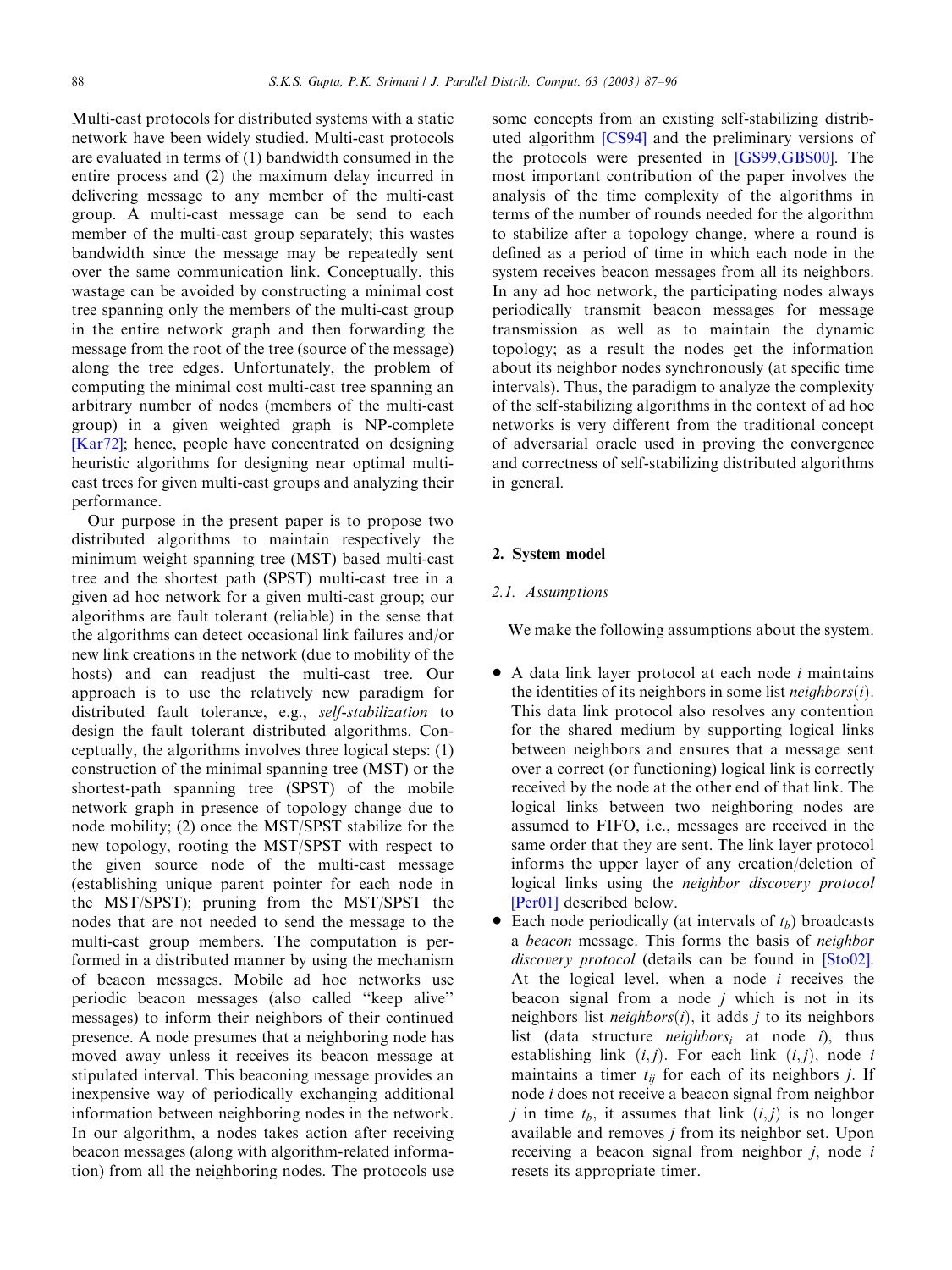Multi-cast protocols for distributed systems with a static network have been widely studied. Multi-cast protocols are evaluated in terms of (1) bandwidth consumed in the entire process and (2) the maximum delay incurred in delivering message to any member of the multi-cast group. A multi-cast message can be send to each member of the multi-cast group separately; this wastes bandwidth since the message may be repeatedly sent over the same communication link. Conceptually, this wastage can be avoided by constructing a minimal cost tree spanning only the members of the multi-cast group in the entire network graph and then forwarding the message from the root of the tree (source of the message) along the tree edges. Unfortunately, the problem of computing the minimal cost multi-cast tree spanning an arbitrary number of nodes (members of the multi-cast group) in a given weighted graph is NP-complete [Kar72]; hence, people have concentrated on designing heuristic algorithms for designing near optimal multi-cast trees for given multi-cast groups and analyzing their performance.

Our purpose in the present paper is to propose two distributed algorithms to maintain respectively the minimum weight spanning tree (MST) based multi-cast tree and the shortest path (SPST) multi-cast tree in a given ad hoc network for a given multi-cast group; our algorithms are fault tolerant (reliable) in the sense that the algorithms can detect occasional link failures and/or new link creations in the network (due to mobility of the hosts) and can readjust the multi-cast tree. Our approach is to use the relatively new paradigm for distributed fault tolerance, e.g., *self-stabilization* to design the fault tolerant distributed algorithms. Conceptually, the algorithms involves three logical steps: (1) construction of the minimal spanning tree (MST) or the shortest-path spanning tree (SPST) of the mobile network graph in presence of topology change due to node mobility; (2) once the MST/SPST stabilize for the new topology, rooting the MST/SPST with respect to the given source node of the multi-cast message (establishing unique parent pointer for each node in the MST/SPST); pruning from the MST/SPST the nodes that are not needed to send the message to the multi-cast group members. The computation is performed in a distributed manner by using the mechanism of beacon messages. Mobile ad hoc networks use periodic beacon messages (also called "keep alive" messages) to inform their neighbors of their continued presence. A node presumes that a neighboring node has moved away unless it receives its beacon message at stipulated interval. This beaconing message provides an inexpensive way of periodically exchanging additional information between neighboring nodes in the network. In our algorithm, a nodes takes action after receiving beacon messages (along with algorithm-related information) from all the neighboring nodes. The protocols use some concepts from an existing self-stabilizing distributed algorithm [CS94] and the preliminary versions of the protocols were presented in [GS99,GBS00]. The most important contribution of the paper involves the analysis of the time complexity of the algorithms in terms of the number of rounds needed for the algorithm to stabilize after a topology change, where a round is defined as a period of time in which each node in the system receives beacon messages from all its neighbors. In any ad hoc network, the participating nodes always periodically transmit beacon messages for message transmission as well as to maintain the dynamic topology; as a result the nodes get the information about its neighbor nodes synchronously (at specific time intervals). Thus, the paradigm to analyze the complexity of the self-stabilizing algorithms in the context of ad hoc networks is very different from the traditional concept of adversarial oracle used in proving the convergence and correctness of self-stabilizing distributed algorithms in general.

## 2. System model

### 2.1. Assumptions

We make the following assumptions about the system.

- A data link layer protocol at each node $i$ maintains the identities of its neighbors in some list *neighbors*($i$). This data link protocol also resolves any contention for the shared medium by supporting logical links between neighbors and ensures that a message sent over a correct (or functioning) logical link is correctly received by the node at the other end of that link. The logical links between two neighboring nodes are assumed to FIFO, i.e., messages are received in the same order that they are sent. The link layer protocol informs the upper layer of any creation/deletion of logical links using the *neighbor discovery protocol* [Per01] described below.
- Each node periodically (at intervals of $t_b$) broadcasts a *beacon* message. This forms the basis of *neighbor discovery protocol* (details can be found in [Sto02]. At the logical level, when a node $i$ receives the beacon signal from a node $j$ which is not in its neighbors list *neighbors*($i$), it adds $j$ to its neighbors list (data structure *neighbors*$_i$ at node $i$), thus establishing link $(i,j)$. For each link $(i,j)$, node $i$ maintains a timer $t_{ij}$ for each of its neighbors $j$. If node $i$ does not receive a beacon signal from neighbor $j$ in time $t_b$, it assumes that link $(i,j)$ is no longer available and removes $j$ from its neighbor set. Upon receiving a beacon signal from neighbor $j$, node $i$ resets its appropriate timer.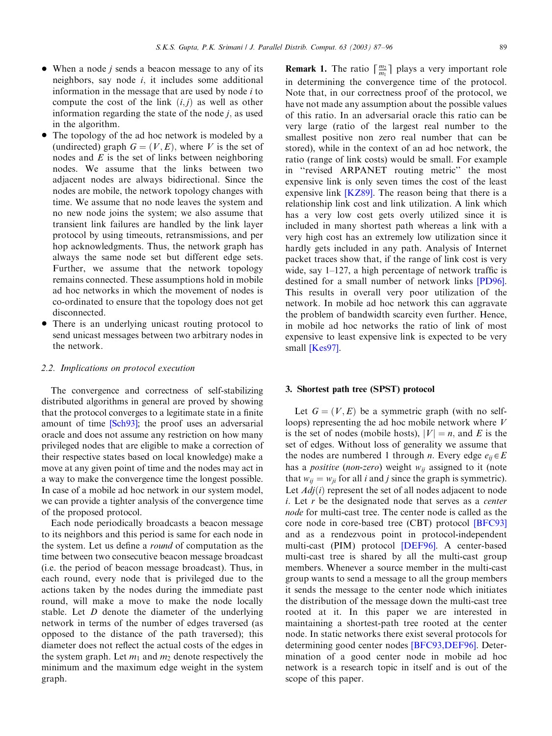- When a node $j$ sends a beacon message to any of its neighbors, say node $i$, it includes some additional information in the message that are used by node $i$ to compute the cost of the link $(i,j)$ as well as other information regarding the state of the node $j$, as used in the algorithm.
- The topology of the ad hoc network is modeled by a (undirected) graph $G = (V, E)$, where $V$ is the set of nodes and $E$ is the set of links between neighboring nodes. We assume that the links between two adjacent nodes are always bidirectional. Since the nodes are mobile, the network topology changes with time. We assume that no node leaves the system and no new node joins the system; we also assume that transient link failures are handled by the link layer protocol by using timeouts, retransmissions, and per hop acknowledgments. Thus, the network graph has always the same node set but different edge sets. Further, we assume that the network topology remains connected. These assumptions hold in mobile ad hoc networks in which the movement of nodes is co-ordinated to ensure that the topology does not get disconnected.
- There is an underlying unicast routing protocol to send unicast messages between two arbitrary nodes in the network.

### 2.2. Implications on protocol execution

The convergence and correctness of self-stabilizing distributed algorithms in general are proved by showing that the protocol converges to a legitimate state in a finite amount of time [Sch93]; the proof uses an adversarial oracle and does not assume any restriction on how many privileged nodes that are eligible to make a correction of their respective states based on local knowledge) make a move at any given point of time and the nodes may act in a way to make the convergence time the longest possible. In case of a mobile ad hoc network in our system model, we can provide a tighter analysis of the convergence time of the proposed protocol.

Each node periodically broadcasts a beacon message to its neighbors and this period is same for each node in the system. Let us define a *round* of computation as the time between two consecutive beacon message broadcast (i.e. the period of beacon message broadcast). Thus, in each round, every node that is privileged due to the actions taken by the nodes during the immediate past round, will make a move to make the node locally stable. Let $D$ denote the diameter of the underlying network in terms of the number of edges traversed (as opposed to the distance of the path traversed); this diameter does not reflect the actual costs of the edges in the system graph. Let $m_1$ and $m_2$ denote respectively the minimum and the maximum edge weight in the system graph.

**Remark 1.** The ratio $\lceil \frac{m_2}{m_1} \rceil$ plays a very important role in determining the convergence time of the protocol. Note that, in our correctness proof of the protocol, we have not made any assumption about the possible values of this ratio. In an adversarial oracle this ratio can be very large (ratio of the largest real number to the smallest positive non zero real number that can be stored), while in the context of an ad hoc network, the ratio (range of link costs) would be small. For example in "revised ARPANET routing metric" the most expensive link is only seven times the cost of the least expensive link [KZ89]. The reason being that there is a relationship link cost and link utilization. A link which has a very low cost gets overly utilized since it is included in many shortest path whereas a link with a very high cost has an extremely low utilization since it hardly gets included in any path. Analysis of Internet packet traces show that, if the range of link cost is very wide, say 1–127, a high percentage of network traffic is destined for a small number of network links [PD96]. This results in overall very poor utilization of the network. In mobile ad hoc network this can aggravate the problem of bandwidth scarcity even further. Hence, in mobile ad hoc networks the ratio of link of most expensive to least expensive link is expected to be very small [Kes97].

## 3. Shortest path tree (SPST) protocol

Let $G = (V, E)$ be a symmetric graph (with no self-loops) representing the ad hoc mobile network where $V$ is the set of nodes (mobile hosts), $|V| = n$, and $E$ is the set of edges. Without loss of generality we assume that the nodes are numbered 1 through $n$. Every edge $e_{ij} \in E$ has a *positive* (*non-zero*) weight $w_{ij}$ assigned to it (note that $w_{ij} = w_{ji}$ for all $i$ and $j$ since the graph is symmetric). Let $Adj(i)$ represent the set of all nodes adjacent to node $i$. Let $r$ be the designated node that serves as a *center node* for multi-cast tree. The center node is called as the core node in core-based tree (CBT) protocol [BFC93] and as a rendezvous point in protocol-independent multi-cast (PIM) protocol [DEF96]. A center-based multi-cast tree is shared by all the multi-cast group members. Whenever a source member in the multi-cast group wants to send a message to all the group members it sends the message to the center node which initiates the distribution of the message down the multi-cast tree rooted at it. In this paper we are interested in maintaining a shortest-path tree rooted at the center node. In static networks there exist several protocols for determining good center nodes [BFC93,DEF96]. Determination of a good center node in mobile ad hoc network is a research topic in itself and is out of the scope of this paper.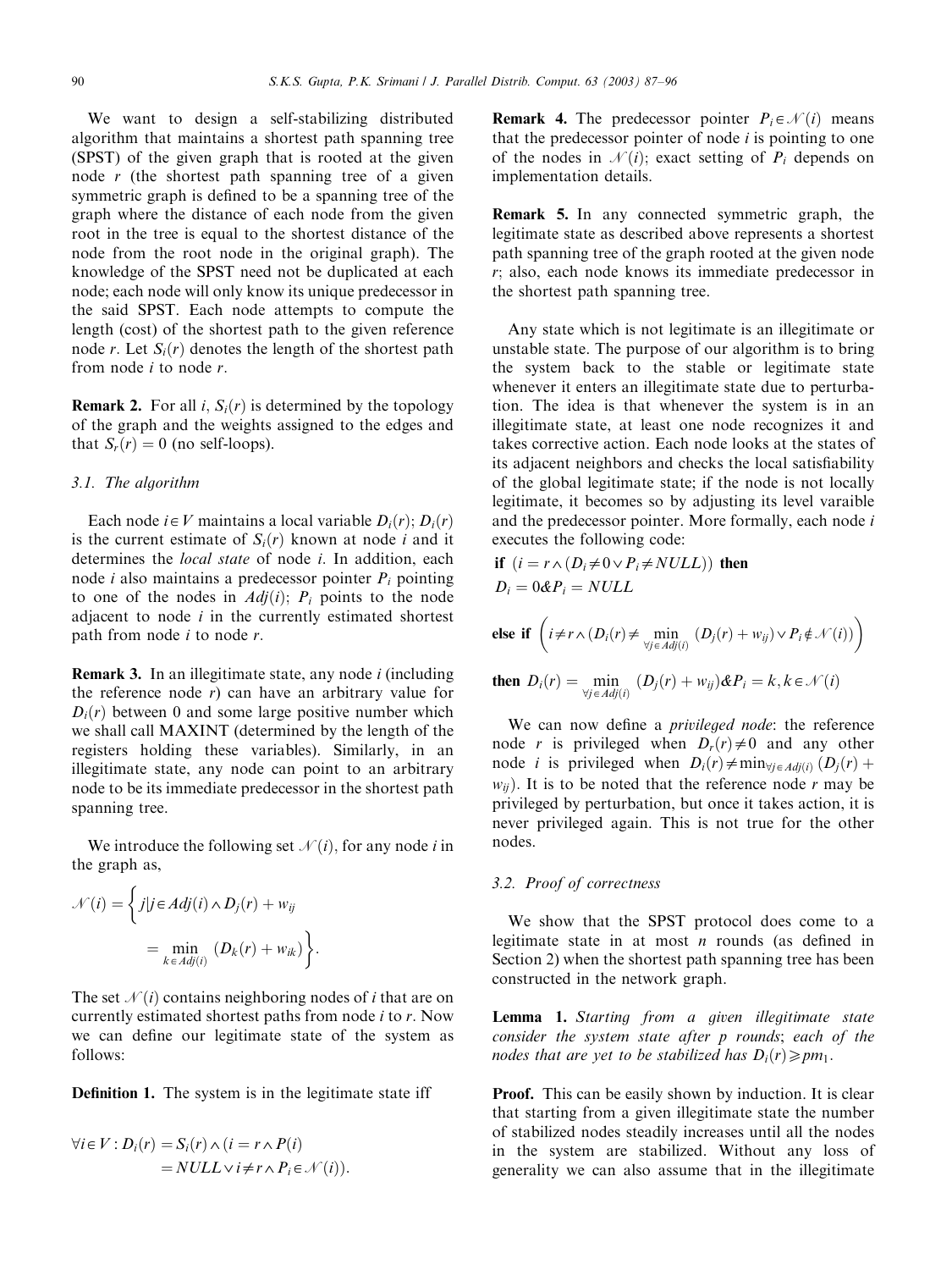We want to design a self-stabilizing distributed algorithm that maintains a shortest path spanning tree (SPST) of the given graph that is rooted at the given node $r$ (the shortest path spanning tree of a given symmetric graph is defined to be a spanning tree of the graph where the distance of each node from the given root in the tree is equal to the shortest distance of the node from the root node in the original graph). The knowledge of the SPST need not be duplicated at each node; each node will only know its unique predecessor in the said SPST. Each node attempts to compute the length (cost) of the shortest path to the given reference node $r$. Let $S_i(r)$ denotes the length of the shortest path from node $i$ to node $r$.

**Remark 2.** For all $i$, $S_i(r)$ is determined by the topology of the graph and the weights assigned to the edges and that $S_r(r) = 0$ (no self-loops).

### 3.1. The algorithm

Each node $i \in V$ maintains a local variable $D_i(r)$; $D_i(r)$ is the current estimate of $S_i(r)$ known at node $i$ and it determines the *local state* of node $i$. In addition, each node $i$ also maintains a predecessor pointer $P_i$ pointing to one of the nodes in $Adj(i)$; $P_i$ points to the node adjacent to node $i$ in the currently estimated shortest path from node $i$ to node $r$.

**Remark 3.** In an illegitimate state, any node $i$ (including the reference node $r$) can have an arbitrary value for $D_i(r)$ between 0 and some large positive number which we shall call MAXINT (determined by the length of the registers holding these variables). Similarly, in an illegitimate state, any node can point to an arbitrary node to be its immediate predecessor in the shortest path spanning tree.

We introduce the following set $\mathcal{N}(i)$, for any node $i$ in the graph as,

$$\mathcal{N}(i) = \left\{ j | j \in Adj(i) \wedge D_j(r) + w_{ij} = \min_{k \in Adj(i)} (D_k(r) + w_{ik}) \right\}.$$

The set $\mathcal{N}(i)$ contains neighboring nodes of $i$ that are on currently estimated shortest paths from node $i$ to $r$. Now we can define our legitimate state of the system as follows:

**Definition 1.** The system is in the legitimate state iff

$$\forall i \in V : D_i(r) = S_i(r) \wedge (i = r \wedge P(i) = NULL \vee i \neq r \wedge P_i \in \mathcal{N}(i)).$$

**Remark 4.** The predecessor pointer $P_i \in \mathcal{N}(i)$ means that the predecessor pointer of node $i$ is pointing to one of the nodes in $\mathcal{N}(i)$; exact setting of $P_i$ depends on implementation details.

**Remark 5.** In any connected symmetric graph, the legitimate state as described above represents a shortest path spanning tree of the graph rooted at the given node $r$; also, each node knows its immediate predecessor in the shortest path spanning tree.

Any state which is not legitimate is an illegitimate or unstable state. The purpose of our algorithm is to bring the system back to the stable or legitimate state whenever it enters an illegitimate state due to perturbation. The idea is that whenever the system is in an illegitimate state, at least one node recognizes it and takes corrective action. Each node looks at the states of its adjacent neighbors and checks the local satisfiability of the global legitimate state; if the node is not locally legitimate, it becomes so by adjusting its level varaible and the predecessor pointer. More formally, each node $i$ executes the following code:

**if** $(i = r \wedge (D_i \neq 0 \vee P_i \neq NULL))$ **then**
$D_i = 0 \& P_i = NULL$

**else if** $\left( i \neq r \wedge (D_i(r) \neq \min_{\forall j \in Adj(i)} (D_j(r) + w_{ij}) \vee P_i \notin \mathcal{N}(i)) \right)$

**then** $D_i(r) = \min_{\forall j \in Adj(i)} (D_j(r) + w_{ij}) \& P_i = k, k \in \mathcal{N}(i)$

We can now define a *privileged node*: the reference node $r$ is privileged when $D_r(r) \neq 0$ and any other node $i$ is privileged when $D_i(r) \neq \min_{\forall j \in Adj(i)} (D_j(r) + w_{ij})$. It is to be noted that the reference node $r$ may be privileged by perturbation, but once it takes action, it is never privileged again. This is not true for the other nodes.

### 3.2. Proof of correctness

We show that the SPST protocol does come to a legitimate state in at most $n$ rounds (as defined in Section 2) when the shortest path spanning tree has been constructed in the network graph.

**Lemma 1.** *Starting from a given illegitimate state consider the system state after $p$ rounds; each of the nodes that are yet to be stabilized has $D_i(r) \geq pm_1$.*

**Proof.** This can be easily shown by induction. It is clear that starting from a given illegitimate state the number of stabilized nodes steadily increases until all the nodes in the system are stabilized. Without any loss of generality we can also assume that in the illegitimate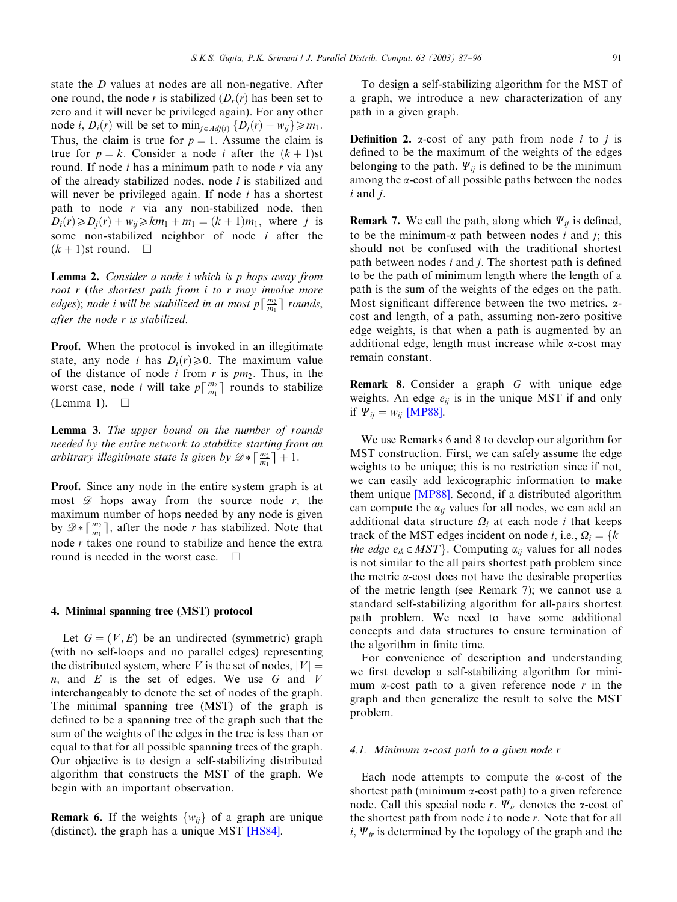state the $D$ values at nodes are all non-negative. After one round, the node $r$ is stabilized ($D_r(r)$ has been set to zero and it will never be privileged again). For any other node $i$, $D_i(r)$ will be set to $\min_{j \in Adj(i)} \{D_j(r) + w_{ij}\} \geqslant m_1$. Thus, the claim is true for $p = 1$. Assume the claim is true for $p = k$. Consider a node $i$ after the $(k+1)$st round. If node $i$ has a minimum path to node $r$ via any of the already stabilized nodes, node $i$ is stabilized and will never be privileged again. If node $i$ has a shortest path to node $r$ via any non-stabilized node, then $D_i(r) \geqslant D_j(r) + w_{ij} \geqslant km_1 + m_1 = (k+1)m_1$, where $j$ is some non-stabilized neighbor of node $i$ after the $(k+1)$st round. □

**Lemma 2.** *Consider a node $i$ which is $p$ hops away from root $r$ (the shortest path from $i$ to $r$ may involve more edges); node $i$ will be stabilized in at most $p\lceil \frac{m_2}{m_1} \rceil$ rounds, after the node $r$ is stabilized.*

**Proof.** When the protocol is invoked in an illegitimate state, any node $i$ has $D_i(r) \geqslant 0$. The maximum value of the distance of node $i$ from $r$ is $pm_2$. Thus, in the worst case, node $i$ will take $p\lceil \frac{m_2}{m_1} \rceil$ rounds to stabilize (Lemma 1). □

**Lemma 3.** *The upper bound on the number of rounds needed by the entire network to stabilize starting from an arbitrary illegitimate state is given by $\mathscr{D} * \lceil \frac{m_2}{m_1} \rceil + 1$.*

**Proof.** Since any node in the entire system graph is at most $\mathscr{D}$ hops away from the source node $r$, the maximum number of hops needed by any node is given by $\mathscr{D} * \lceil \frac{m_2}{m_1} \rceil$, after the node $r$ has stabilized. Note that node $r$ takes one round to stabilize and hence the extra round is needed in the worst case. □

## 4. Minimal spanning tree (MST) protocol

Let $G = (V, E)$ be an undirected (symmetric) graph (with no self-loops and no parallel edges) representing the distributed system, where $V$ is the set of nodes, $|V| = n$, and $E$ is the set of edges. We use $G$ and $V$ interchangeably to denote the set of nodes of the graph. The minimal spanning tree (MST) of the graph is defined to be a spanning tree of the graph such that the sum of the weights of the edges in the tree is less than or equal to that for all possible spanning trees of the graph. Our objective is to design a self-stabilizing distributed algorithm that constructs the MST of the graph. We begin with an important observation.

**Remark 6.** If the weights $\{w_{ij}\}$ of a graph are unique (distinct), the graph has a unique MST [HS84].

To design a self-stabilizing algorithm for the MST of a graph, we introduce a new characterization of any path in a given graph.

**Definition 2.** $\alpha$-cost of any path from node $i$ to $j$ is defined to be the maximum of the weights of the edges belonging to the path. $\Psi_{ij}$ is defined to be the minimum among the $\alpha$-cost of all possible paths between the nodes $i$ and $j$.

**Remark 7.** We call the path, along which $\Psi_{ij}$ is defined, to be the minimum-$\alpha$ path between nodes $i$ and $j$; this should not be confused with the traditional shortest path between nodes $i$ and $j$. The shortest path is defined to be the path of minimum length where the length of a path is the sum of the weights of the edges on the path. Most significant difference between the two metrics, $\alpha$-cost and length, of a path, assuming non-zero positive edge weights, is that when a path is augmented by an additional edge, length must increase while $\alpha$-cost may remain constant.

**Remark 8.** Consider a graph $G$ with unique edge weights. An edge $e_{ij}$ is in the unique MST if and only if $\Psi_{ij} = w_{ij}$ [MP88].

We use Remarks 6 and 8 to develop our algorithm for MST construction. First, we can safely assume the edge weights to be unique; this is no restriction since if not, we can easily add lexicographic information to make them unique [MP88]. Second, if a distributed algorithm can compute the $\alpha_{ij}$ values for all nodes, we can add an additional data structure $\Omega_i$ at each node $i$ that keeps track of the MST edges incident on node $i$, i.e., $\Omega_i = \{k|$ *the edge* $e_{ik} \in MST\}$. Computing $\alpha_{ij}$ values for all nodes is not similar to the all pairs shortest path problem since the metric $\alpha$-cost does not have the desirable properties of the metric length (see Remark 7); we cannot use a standard self-stabilizing algorithm for all-pairs shortest path problem. We need to have some additional concepts and data structures to ensure termination of the algorithm in finite time.

For convenience of description and understanding we first develop a self-stabilizing algorithm for minimum $\alpha$-cost path to a given reference node $r$ in the graph and then generalize the result to solve the MST problem.

### 4.1. Minimum $\alpha$-cost path to a given node $r$

Each node attempts to compute the $\alpha$-cost of the shortest path (minimum $\alpha$-cost path) to a given reference node. Call this special node $r$. $\Psi_{ir}$ denotes the $\alpha$-cost of the shortest path from node $i$ to node $r$. Note that for all $i$, $\Psi_{ir}$ is determined by the topology of the graph and the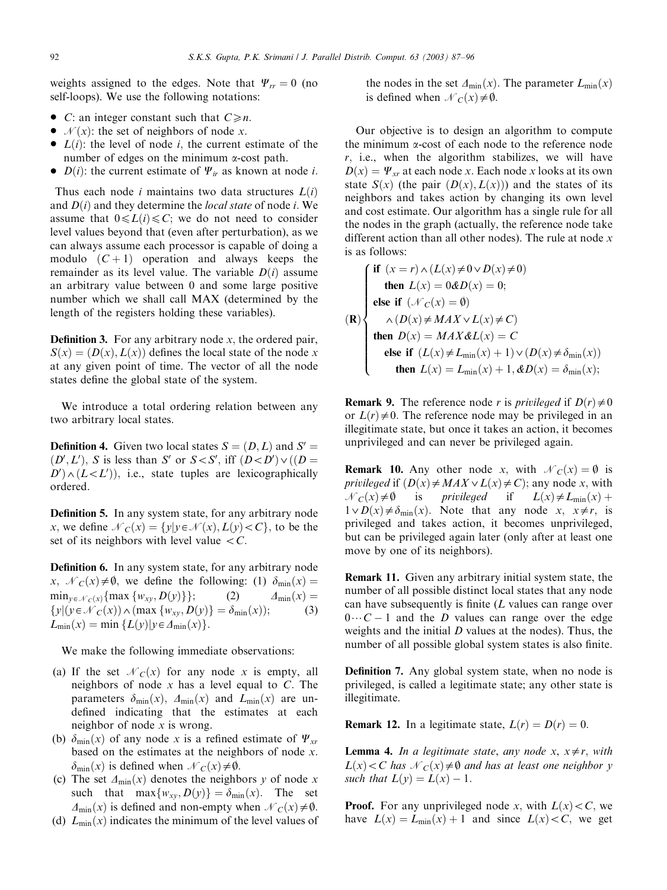weights assigned to the edges. Note that $\Psi_{rr} = 0$ (no self-loops). We use the following notations:

- $C$: an integer constant such that $C \geqslant n$.
- $\mathcal{N}(x)$: the set of neighbors of node $x$.
- $L(i)$: the level of node $i$, the current estimate of the number of edges on the minimum $\alpha$-cost path.
- $D(i)$: the current estimate of $\Psi_{ir}$ as known at node $i$.

Thus each node $i$ maintains two data structures $L(i)$ and $D(i)$ and they determine the *local state* of node $i$. We assume that $0 \leqslant L(i) \leqslant C$; we do not need to consider level values beyond that (even after perturbation), as we can always assume each processor is capable of doing a modulo $(C+1)$ operation and always keeps the remainder as its level value. The variable $D(i)$ assume an arbitrary value between 0 and some large positive number which we shall call MAX (determined by the length of the registers holding these variables).

**Definition 3.** For any arbitrary node $x$, the ordered pair, $S(x) = (D(x), L(x))$ defines the local state of the node $x$ at any given point of time. The vector of all the node states define the global state of the system.

We introduce a total ordering relation between any two arbitrary local states.

**Definition 4.** Given two local states $S = (D, L)$ and $S' = (D', L')$, $S$ is less than $S'$ or $S < S'$, iff $(D < D') \vee ((D = D') \wedge (L < L'))$, i.e., state tuples are lexicographically ordered.

**Definition 5.** In any system state, for any arbitrary node $x$, we define $\mathcal{N}_C(x) = \{y | y \in \mathcal{N}(x), L(y) < C\}$, to be the set of its neighbors with level value $< C$.

**Definition 6.** In any system state, for any arbitrary node $x$, $\mathcal{N}_C(x) \neq \emptyset$, we define the following: (1) $\delta_{\min}(x) = \min_{y \in \mathcal{N}_C(x)}\{\max\{w_{xy}, D(y)\}\}$; (2) $\Delta_{\min}(x) = \{y | (y \in \mathcal{N}_C(x)) \wedge (\max\{w_{xy}, D(y)\} = \delta_{\min}(x)\}$; (3) $L_{\min}(x) = \min\{L(y) | y \in \Delta_{\min}(x)\}$.

We make the following immediate observations:

(a) If the set $\mathcal{N}_C(x)$ for any node $x$ is empty, all neighbors of node $x$ has a level equal to $C$. The parameters $\delta_{\min}(x)$, $\Delta_{\min}(x)$ and $L_{\min}(x)$ are undefined indicating that the estimates at each neighbor of node $x$ is wrong.

(b) $\delta_{\min}(x)$ of any node $x$ is a refined estimate of $\Psi_{xr}$ based on the estimates at the neighbors of node $x$. $\delta_{\min}(x)$ is defined when $\mathcal{N}_C(x) \neq \emptyset$.

(c) The set $\Delta_{\min}(x)$ denotes the neighbors $y$ of node $x$ such that $\max\{w_{xy}, D(y)\} = \delta_{\min}(x)$. The set $\Delta_{\min}(x)$ is defined and non-empty when $\mathcal{N}_C(x) \neq \emptyset$.

(d) $L_{\min}(x)$ indicates the minimum of the level values of the nodes in the set $\Delta_{\min}(x)$. The parameter $L_{\min}(x)$ is defined when $\mathcal{N}_C(x) \neq \emptyset$.

Our objective is to design an algorithm to compute the minimum $\alpha$-cost of each node to the reference node $r$, i.e., when the algorithm stabilizes, we will have $D(x) = \Psi_{xr}$ at each node $x$. Each node $x$ looks at its own state $S(x)$ (the pair $(D(x), L(x))$) and the states of its neighbors and takes action by changing its own level and cost estimate. Our algorithm has a single rule for all the nodes in the graph (actually, the reference node take different action than all other nodes). The rule at node $x$ is as follows:

$$
(\mathbf{R})\begin{cases}
\textbf{if } (x = r) \wedge (L(x) \neq 0 \vee D(x) \neq 0) \\
\quad \textbf{then } L(x) = 0 \& D(x) = 0; \\
\textbf{else if } (\mathcal{N}_C(x) = \emptyset) \\
\quad \wedge (D(x) \neq MAX \vee L(x) \neq C) \\
\textbf{then } D(x) = MAX \& L(x) = C \\
\quad \textbf{else if } (L(x) \neq L_{\min}(x) + 1) \vee (D(x) \neq \delta_{\min}(x)) \\
\quad\quad \textbf{then } L(x) = L_{\min}(x) + 1, \& D(x) = \delta_{\min}(x);
\end{cases}
$$

**Remark 9.** The reference node $r$ is *privileged* if $D(r) \neq 0$ or $L(r) \neq 0$. The reference node may be privileged in an illegitimate state, but once it takes an action, it becomes unprivileged and can never be privileged again.

**Remark 10.** Any other node $x$, with $\mathcal{N}_C(x) = \emptyset$ is *privileged* if $(D(x) \neq MAX \vee L(x) \neq C)$; any node $x$, with $\mathcal{N}_C(x) \neq \emptyset$ is *privileged* if $L(x) \neq L_{\min}(x) + 1 \vee D(x) \neq \delta_{\min}(x)$. Note that any node $x$, $x \neq r$, is privileged and takes action, it becomes unprivileged, but can be privileged again later (only after at least one move by one of its neighbors).

**Remark 11.** Given any arbitrary initial system state, the number of all possible distinct local states that any node can have subsequently is finite ($L$ values can range over $0 \cdots C-1$ and the $D$ values can range over the edge weights and the initial $D$ values at the nodes). Thus, the number of all possible global system states is also finite.

**Definition 7.** Any global system state, when no node is privileged, is called a legitimate state; any other state is illegitimate.

**Remark 12.** In a legitimate state, $L(r) = D(r) = 0$.

**Lemma 4.** *In a legitimate state, any node $x$, $x \neq r$, with $L(x) < C$ has $\mathcal{N}_C(x) \neq \emptyset$ and has at least one neighbor $y$ such that $L(y) = L(x) - 1$.*

**Proof.** For any unprivileged node $x$, with $L(x) < C$, we have $L(x) = L_{\min}(x) + 1$ and since $L(x) < C$, we get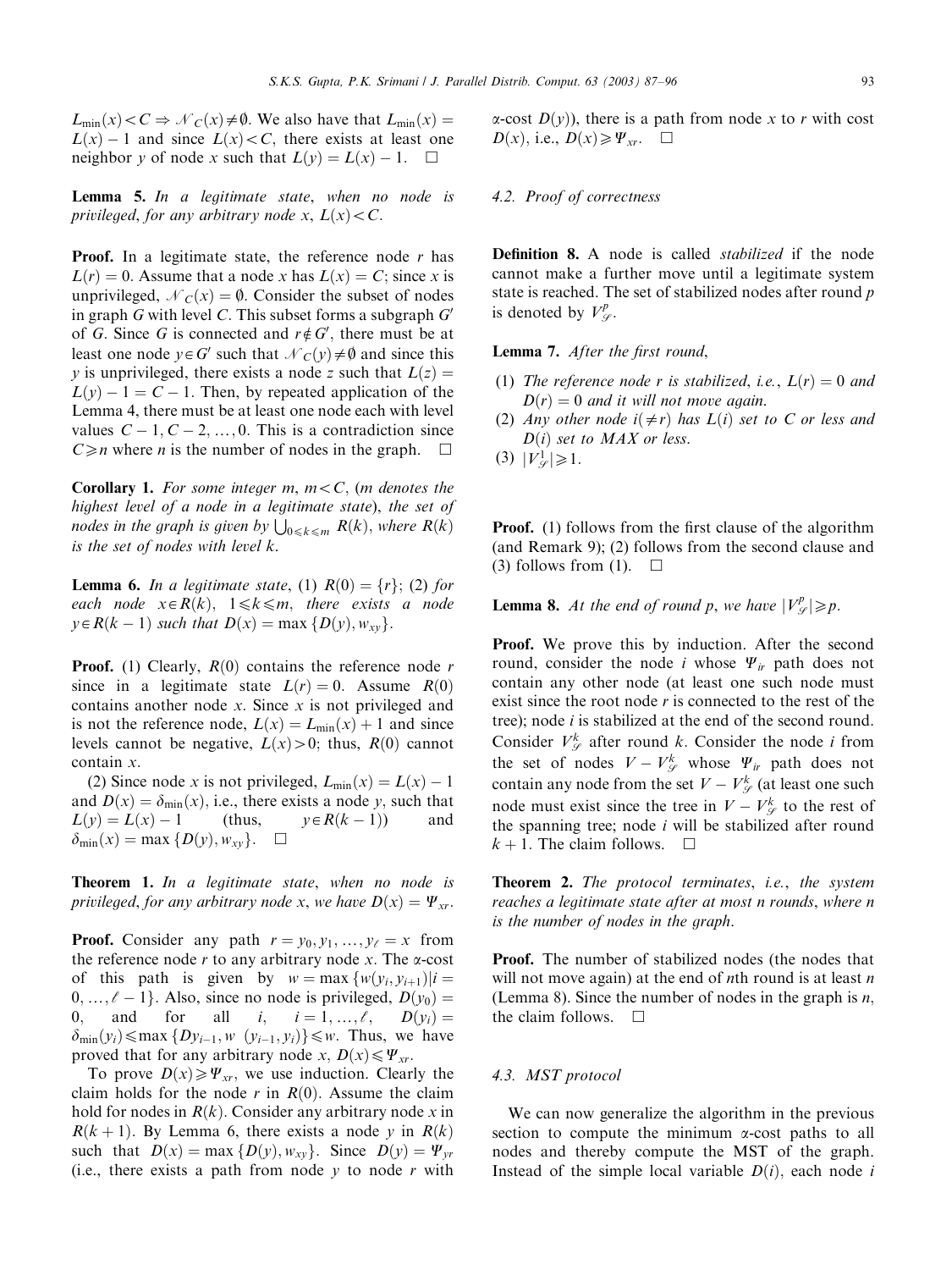$L_{\min}(x) < C \Rightarrow \mathcal{N}_C(x) \neq \emptyset$. We also have that $L_{\min}(x) = L(x) - 1$ and since $L(x) < C$, there exists at least one neighbor $y$ of node $x$ such that $L(y) = L(x) - 1$. $\square$

**Lemma 5.** *In a legitimate state, when no node is privileged, for any arbitrary node $x$, $L(x) < C$.*

**Proof.** In a legitimate state, the reference node $r$ has $L(r) = 0$. Assume that a node $x$ has $L(x) = C$; since $x$ is unprivileged, $\mathcal{N}_C(x) = \emptyset$. Consider the subset of nodes in graph $G$ with level $C$. This subset forms a subgraph $G'$ of $G$. Since $G$ is connected and $r \notin G'$, there must be at least one node $y \in G'$ such that $\mathcal{N}_C(y) \neq \emptyset$ and since this $y$ is unprivileged, there exists a node $z$ such that $L(z) = L(y) - 1 = C - 1$. Then, by repeated application of the Lemma 4, there must be at least one node each with level values $C-1, C-2, \ldots, 0$. This is a contradiction since $C \geq n$ where $n$ is the number of nodes in the graph. $\square$

**Corollary 1.** *For some integer $m$, $m < C$, ($m$ denotes the highest level of a node in a legitimate state), the set of nodes in the graph is given by $\bigcup_{0 \leq k \leq m} R(k)$, where $R(k)$ is the set of nodes with level $k$.*

**Lemma 6.** *In a legitimate state, (1) $R(0) = \{r\}$; (2) for each node $x \in R(k)$, $1 \leq k \leq m$, there exists a node $y \in R(k-1)$ such that $D(x) = \max\{D(y), w_{xy}\}$.*

**Proof.** (1) Clearly, $R(0)$ contains the reference node $r$ since in a legitimate state $L(r) = 0$. Assume $R(0)$ contains another node $x$. Since $x$ is not privileged and is not the reference node, $L(x) = L_{\min}(x) + 1$ and since levels cannot be negative, $L(x) > 0$; thus, $R(0)$ cannot contain $x$.

(2) Since node $x$ is not privileged, $L_{\min}(x) = L(x) - 1$ and $D(x) = \delta_{\min}(x)$, i.e., there exists a node $y$, such that $L(y) = L(x) - 1$ (thus, $y \in R(k-1)$) and $\delta_{\min}(x) = \max\{D(y), w_{xy}\}$. $\square$

**Theorem 1.** *In a legitimate state, when no node is privileged, for any arbitrary node $x$, we have $D(x) = \Psi_{xr}$.*

**Proof.** Consider any path $r = y_0, y_1, \ldots, y_\ell = x$ from the reference node $r$ to any arbitrary node $x$. The $\alpha$-cost of this path is given by $w = \max\{w(y_i, y_{i+1}) | i = 0, \ldots, \ell - 1\}$. Also, since no node is privileged, $D(y_0) = 0$, and for all $i$, $i = 1, \ldots, \ell$, $D(y_i) = \delta_{\min}(y_i) \leq \max\{Dy_{i-1}, w\ (y_{i-1}, y_i)\} \leq w$. Thus, we have proved that for any arbitrary node $x$, $D(x) \leq \Psi_{xr}$.

To prove $D(x) \geq \Psi_{xr}$, we use induction. Clearly the claim holds for the node $r$ in $R(0)$. Assume the claim hold for nodes in $R(k)$. Consider any arbitrary node $x$ in $R(k+1)$. By Lemma 6, there exists a node $y$ in $R(k)$ such that $D(x) = \max\{D(y), w_{xy}\}$. Since $D(y) = \Psi_{yr}$ (i.e., there exists a path from node $y$ to node $r$ with $\alpha$-cost $D(y)$), there is a path from node $x$ to $r$ with cost $D(x)$, i.e., $D(x) \geq \Psi_{xr}$. $\square$

### 4.2. Proof of correctness

**Definition 8.** A node is called *stabilized* if the node cannot make a further move until a legitimate system state is reached. The set of stabilized nodes after round $p$ is denoted by $V_{\mathcal{S}}^p$.

**Lemma 7.** *After the first round,*

1. *The reference node $r$ is stabilized, i.e., $L(r) = 0$ and $D(r) = 0$ and it will not move again.*
2. *Any other node $i (\neq r)$ has $L(i)$ set to $C$ or less and $D(i)$ set to MAX or less.*
3. $|V_{\mathcal{S}}^1| \geq 1$.

**Proof.** (1) follows from the first clause of the algorithm (and Remark 9); (2) follows from the second clause and (3) follows from (1). $\square$

**Lemma 8.** *At the end of round $p$, we have $|V_{\mathcal{S}}^p| \geq p$.*

**Proof.** We prove this by induction. After the second round, consider the node $i$ whose $\Psi_{ir}$ path does not contain any other node (at least one such node must exist since the root node $r$ is connected to the rest of the tree); node $i$ is stabilized at the end of the second round. Consider $V_{\mathcal{S}}^k$ after round $k$. Consider the node $i$ from the set of nodes $V - V_{\mathcal{S}}^k$ whose $\Psi_{ir}$ path does not contain any node from the set $V - V_{\mathcal{S}}^k$ (at least one such node must exist since the tree in $V - V_{\mathcal{S}}^k$ to the rest of the spanning tree; node $i$ will be stabilized after round $k+1$. The claim follows. $\square$

**Theorem 2.** *The protocol terminates, i.e., the system reaches a legitimate state after at most $n$ rounds, where $n$ is the number of nodes in the graph.*

**Proof.** The number of stabilized nodes (the nodes that will not move again) at the end of $n$th round is at least $n$ (Lemma 8). Since the number of nodes in the graph is $n$, the claim follows. $\square$

### 4.3. MST protocol

We can now generalize the algorithm in the previous section to compute the minimum $\alpha$-cost paths to all nodes and thereby compute the MST of the graph. Instead of the simple local variable $D(i)$, each node $i$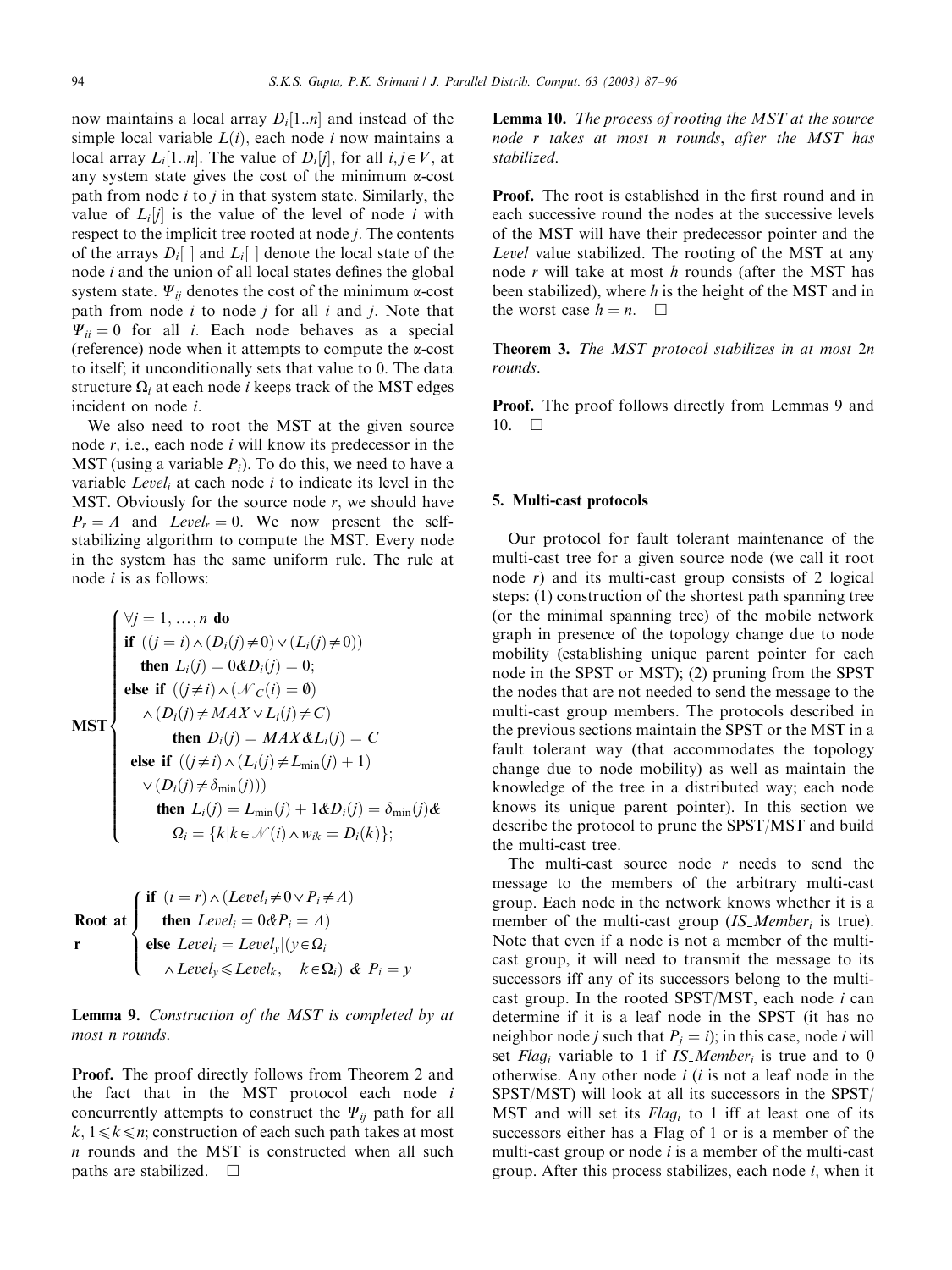now maintains a local array $D_i[1..n]$ and instead of the simple local variable $L(i)$, each node $i$ now maintains a local array $L_i[1..n]$. The value of $D_i[j]$, for all $i, j \in V$, at any system state gives the cost of the minimum $\alpha$-cost path from node $i$ to $j$ in that system state. Similarly, the value of $L_i[j]$ is the value of the level of node $i$ with respect to the implicit tree rooted at node $j$. The contents of the arrays $D_i[\ ]$ and $L_i[\ ]$ denote the local state of the node $i$ and the union of all local states defines the global system state. $\Psi_{ij}$ denotes the cost of the minimum $\alpha$-cost path from node $i$ to node $j$ for all $i$ and $j$. Note that $\Psi_{ii} = 0$ for all $i$. Each node behaves as a special (reference) node when it attempts to compute the $\alpha$-cost to itself; it unconditionally sets that value to 0. The data structure $\Omega_i$ at each node $i$ keeps track of the MST edges incident on node $i$.

We also need to root the MST at the given source node $r$, i.e., each node $i$ will know its predecessor in the MST (using a variable $P_i$). To do this, we need to have a variable $Level_i$ at each node $i$ to indicate its level in the MST. Obviously for the source node $r$, we should have $P_r = \Lambda$ and $Level_r = 0$. We now present the self-stabilizing algorithm to compute the MST. Every node in the system has the same uniform rule. The rule at node $i$ is as follows:

$$
\textbf{MST}\begin{cases}
\forall j = 1, \ldots, n \ \textbf{do} \\
\textbf{if } ((j = i) \wedge (D_i(j) \neq 0) \vee (L_i(j) \neq 0)) \\
\quad \textbf{then } L_i(j) = 0 \& D_i(j) = 0; \\
\textbf{else if } ((j \neq i) \wedge (\mathcal{N}_C(i) = \emptyset) \\
\quad \wedge (D_i(j) \neq MAX \vee L_i(j) \neq C) \\
\qquad \textbf{then } D_i(j) = MAX \& L_i(j) = C \\
\textbf{else if } ((j \neq i) \wedge (L_i(j) \neq L_{\min}(j) + 1) \\
\quad \vee (D_i(j) \neq \delta_{\min}(j))) \\
\qquad \textbf{then } L_i(j) = L_{\min}(j) + 1 \& D_i(j) = \delta_{\min}(j) \& \\
\qquad \Omega_i = \{k | k \in \mathcal{N}(i) \wedge w_{ik} = D_i(k)\};
\end{cases}
$$

$$
\textbf{Root at r}\begin{cases}
\textbf{if } (i = r) \wedge (Level_i \neq 0 \vee P_i \neq \Lambda) \\
\quad \textbf{then } Level_i = 0 \& P_i = \Lambda) \\
\textbf{else } Level_i = Level_y | (y \in \Omega_i \\
\quad \wedge Level_y \leqslant Level_k, \quad k \in \Omega_i) \ \& \ P_i = y
\end{cases}
$$

**Lemma 9.** *Construction of the MST is completed by at most n rounds.*

**Proof.** The proof directly follows from Theorem 2 and the fact that in the MST protocol each node $i$ concurrently attempts to construct the $\Psi_{ij}$ path for all $k$, $1 \leqslant k \leqslant n$; construction of each such path takes at most $n$ rounds and the MST is constructed when all such paths are stabilized. □

**Lemma 10.** *The process of rooting the MST at the source node r takes at most n rounds, after the MST has stabilized.*

**Proof.** The root is established in the first round and in each successive round the nodes at the successive levels of the MST will have their predecessor pointer and the *Level* value stabilized. The rooting of the MST at any node $r$ will take at most $h$ rounds (after the MST has been stabilized), where $h$ is the height of the MST and in the worst case $h = n$. □

**Theorem 3.** *The MST protocol stabilizes in at most 2n rounds.*

**Proof.** The proof follows directly from Lemmas 9 and 10. □

## 5. Multi-cast protocols

Our protocol for fault tolerant maintenance of the multi-cast tree for a given source node (we call it root node $r$) and its multi-cast group consists of 2 logical steps: (1) construction of the shortest path spanning tree (or the minimal spanning tree) of the mobile network graph in presence of the topology change due to node mobility (establishing unique parent pointer for each node in the SPST or MST); (2) pruning from the SPST the nodes that are not needed to send the message to the multi-cast group members. The protocols described in the previous sections maintain the SPST or the MST in a fault tolerant way (that accommodates the topology change due to node mobility) as well as maintain the knowledge of the tree in a distributed way; each node knows its unique parent pointer). In this section we describe the protocol to prune the SPST/MST and build the multi-cast tree.

The multi-cast source node $r$ needs to send the message to the members of the arbitrary multi-cast group. Each node in the network knows whether it is a member of the multi-cast group ($IS\_Member_i$ is true). Note that even if a node is not a member of the multi-cast group, it will need to transmit the message to its successors iff any of its successors belong to the multi-cast group. In the rooted SPST/MST, each node $i$ can determine if it is a leaf node in the SPST (it has no neighbor node $j$ such that $P_j = i$); in this case, node $i$ will set $Flag_i$ variable to 1 if $IS\_Member_i$ is true and to 0 otherwise. Any other node $i$ ($i$ is not a leaf node in the SPST/MST) will look at all its successors in the SPST/MST and will set its $Flag_i$ to 1 iff at least one of its successors either has a Flag of 1 or is a member of the multi-cast group or node $i$ is a member of the multi-cast group. After this process stabilizes, each node $i$, when it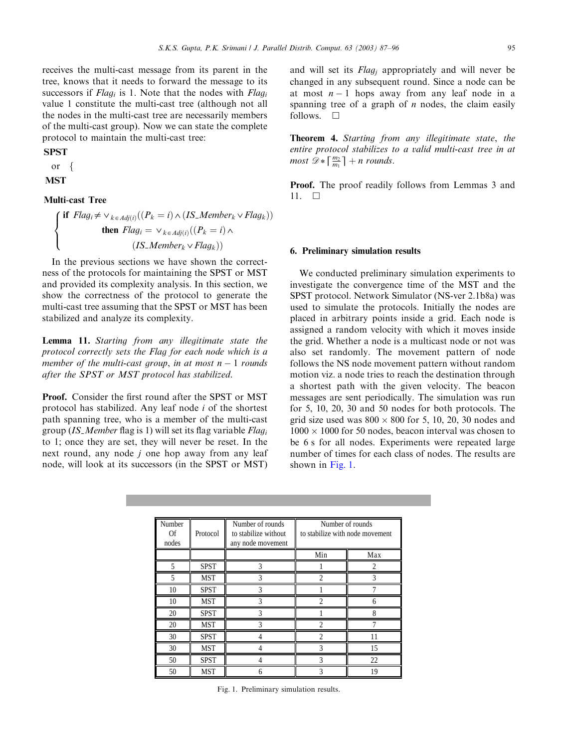receives the multi-cast message from its parent in the tree, knows that it needs to forward the message to its successors if $Flag_i$ is 1. Note that the nodes with $Flag_i$ value 1 constitute the multi-cast tree (although not all the nodes in the multi-cast tree are necessarily members of the multi-cast group). Now we can state the complete protocol to maintain the multi-cast tree:

**SPST**

or {

**MST**

**Multi-cast Tree**

$$\begin{cases} \textbf{if } Flag_i \neq \vee_{k \in Adj(i)}((P_k = i) \wedge (IS\_Member_k \vee Flag_k)) \\ \qquad \textbf{then } Flag_i = \vee_{k \in Adj(i)}((P_k = i) \wedge \\ \qquad\qquad (IS\_Member_k \vee Flag_k)) \end{cases}$$

In the previous sections we have shown the correctness of the protocols for maintaining the SPST or MST and provided its complexity analysis. In this section, we show the correctness of the protocol to generate the multi-cast tree assuming that the SPST or MST has been stabilized and analyze its complexity.

**Lemma 11.** *Starting from any illegitimate state the protocol correctly sets the Flag for each node which is a member of the multi-cast group, in at most $n-1$ rounds after the SPST or MST protocol has stabilized.*

**Proof.** Consider the first round after the SPST or MST protocol has stabilized. Any leaf node $i$ of the shortest path spanning tree, who is a member of the multi-cast group (*IS_Member* flag is 1) will set its flag variable $Flag_i$ to 1; once they are set, they will never be reset. In the next round, any node $j$ one hop away from any leaf node, will look at its successors (in the SPST or MST) and will set its $Flag_j$ appropriately and will never be changed in any subsequent round. Since a node can be at most $n-1$ hops away from any leaf node in a spanning tree of a graph of $n$ nodes, the claim easily follows. □

**Theorem 4.** *Starting from any illegitimate state, the entire protocol stabilizes to a valid multi-cast tree in at most $\mathscr{D} * \lceil \frac{m_2}{m_1} \rceil + n$ rounds.*

**Proof.** The proof readily follows from Lemmas 3 and 11. □

## 6. Preliminary simulation results

We conducted preliminary simulation experiments to investigate the convergence time of the MST and the SPST protocol. Network Simulator (NS-ver 2.1b8a) was used to simulate the protocols. Initially the nodes are placed in arbitrary points inside a grid. Each node is assigned a random velocity with which it moves inside the grid. Whether a node is a multicast node or not was also set randomly. The movement pattern of node follows the NS node movement pattern without random motion viz. a node tries to reach the destination through a shortest path with the given velocity. The beacon messages are sent periodically. The simulation was run for 5, 10, 20, 30 and 50 nodes for both protocols. The grid size used was $800 \times 800$ for 5, 10, 20, 30 nodes and $1000 \times 1000$ for 50 nodes, beacon interval was chosen to be 6 s for all nodes. Experiments were repeated large number of times for each class of nodes. The results are shown in Fig. 1.

| Number Of nodes | Protocol | Number of rounds to stabilize without any node movement | Number of rounds to stabilize with node movement | |
|---|---|---|---|---|
| | | | Min | Max |
| 5 | SPST | 3 | 1 | 2 |
| 5 | MST | 3 | 2 | 3 |
| 10 | SPST | 3 | 1 | 7 |
| 10 | MST | 3 | 2 | 6 |
| 20 | SPST | 3 | 1 | 8 |
| 20 | MST | 3 | 2 | 7 |
| 30 | SPST | 4 | 2 | 11 |
| 30 | MST | 4 | 3 | 15 |
| 50 | SPST | 4 | 3 | 22 |
| 50 | MST | 6 | 3 | 19 |

Fig. 1. Preliminary simulation results.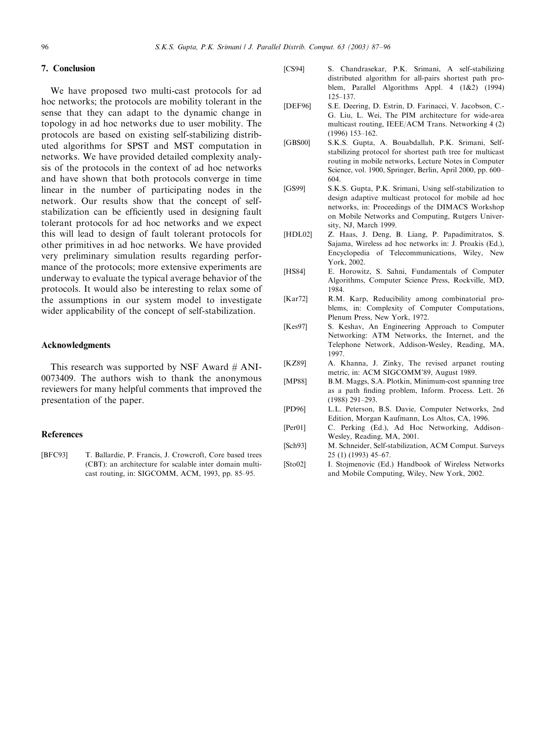## 7. Conclusion

We have proposed two multi-cast protocols for ad hoc networks; the protocols are mobility tolerant in the sense that they can adapt to the dynamic change in topology in ad hoc networks due to user mobility. The protocols are based on existing self-stabilizing distributed algorithms for SPST and MST computation in networks. We have provided detailed complexity analysis of the protocols in the context of ad hoc networks and have shown that both protocols converge in time linear in the number of participating nodes in the network. Our results show that the concept of self-stabilization can be efficiently used in designing fault tolerant protocols for ad hoc networks and we expect this will lead to design of fault tolerant protocols for other primitives in ad hoc networks. We have provided very preliminary simulation results regarding performance of the protocols; more extensive experiments are underway to evaluate the typical average behavior of the protocols. It would also be interesting to relax some of the assumptions in our system model to investigate wider applicability of the concept of self-stabilization.

## Acknowledgments

This research was supported by NSF Award # ANI-0073409. The authors wish to thank the anonymous reviewers for many helpful comments that improved the presentation of the paper.

## References

[BFC93] T. Ballardie, P. Francis, J. Crowcroft, Core based trees (CBT): an architecture for scalable inter domain multicast routing, in: SIGCOMM, ACM, 1993, pp. 85–95.

[CS94] S. Chandrasekar, P.K. Srimani, A self-stabilizing distributed algorithm for all-pairs shortest path problem, Parallel Algorithms Appl. 4 (1&2) (1994) 125–137.

[DEF96] S.E. Deering, D. Estrin, D. Farinacci, V. Jacobson, C.-G. Liu, L. Wei, The PIM architecture for wide-area multicast routing, IEEE/ACM Trans. Networking 4 (2) (1996) 153–162.

[GBS00] S.K.S. Gupta, A. Bouabdallah, P.K. Srimani, Self-stabilizing protocol for shortest path tree for multicast routing in mobile networks, Lecture Notes in Computer Science, vol. 1900, Springer, Berlin, April 2000, pp. 600–604.

[GS99] S.K.S. Gupta, P.K. Srimani, Using self-stabilization to design adaptive multicast protocol for mobile ad hoc networks, in: Proceedings of the DIMACS Workshop on Mobile Networks and Computing, Rutgers University, NJ, March 1999.

[HDL02] Z. Haas, J. Deng, B. Liang, P. Papadimitratos, S. Sajama, Wireless ad hoc networks in: J. Proakis (Ed.), Encyclopedia of Telecommunications, Wiley, New York, 2002.

[HS84] E. Horowitz, S. Sahni, Fundamentals of Computer Algorithms, Computer Science Press, Rockville, MD, 1984.

[Kar72] R.M. Karp, Reducibility among combinatorial problems, in: Complexity of Computer Computations, Plenum Press, New York, 1972.

[Kes97] S. Keshav, An Engineering Approach to Computer Networking: ATM Networks, the Internet, and the Telephone Network, Addison-Wesley, Reading, MA, 1997.

[KZ89] A. Khanna, J. Zinky, The revised arpanet routing metric, in: ACM SIGCOMM'89, August 1989.

[MP88] B.M. Maggs, S.A. Plotkin, Minimum-cost spanning tree as a path finding problem, Inform. Process. Lett. 26 (1988) 291–293.

[PD96] L.L. Peterson, B.S. Davie, Computer Networks, 2nd Edition, Morgan Kaufmann, Los Altos, CA, 1996.

[Per01] C. Perking (Ed.), Ad Hoc Networking, Addison–Wesley, Reading, MA, 2001.

[Sch93] M. Schneider, Self-stabilization, ACM Comput. Surveys 25 (1) (1993) 45–67.

[Sto02] I. Stojmenovic (Ed.) Handbook of Wireless Networks and Mobile Computing, Wiley, New York, 2002.